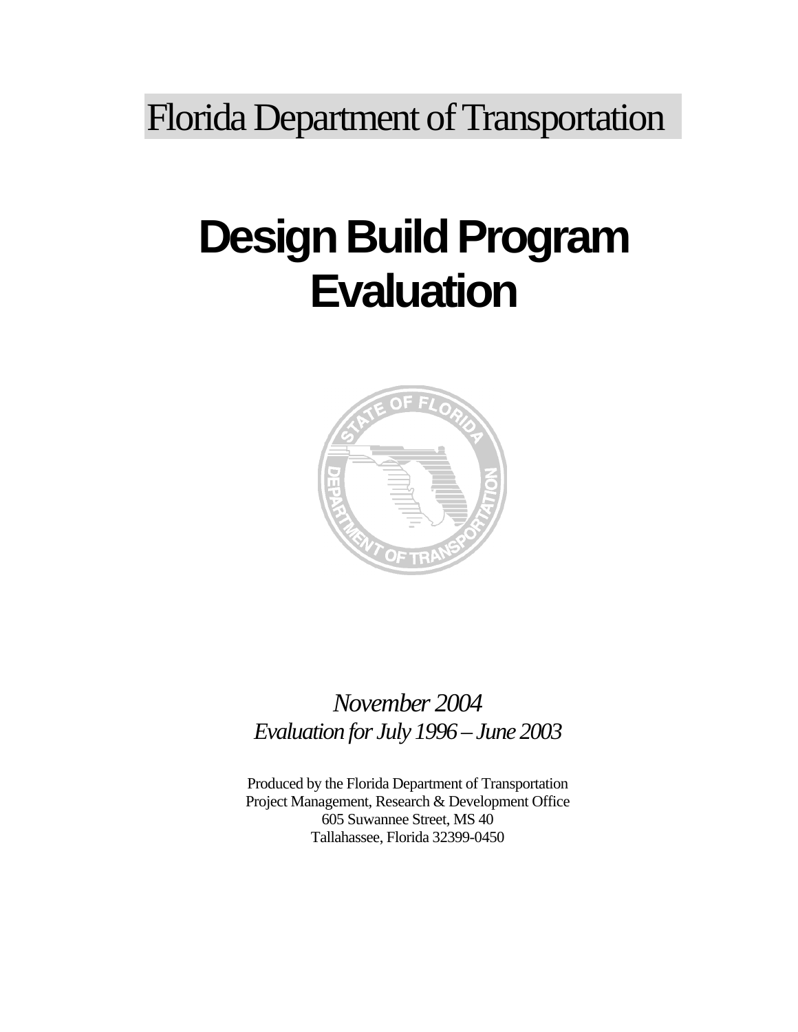Florida Department of Transportation

# Design Build Program Evaluation

*November 2004*
*Evaluation for July 1996 – June 2003*

Produced by the Florida Department of Transportation
Project Management, Research & Development Office
605 Suwannee Street, MS 40
Tallahassee, Florida 32399-0450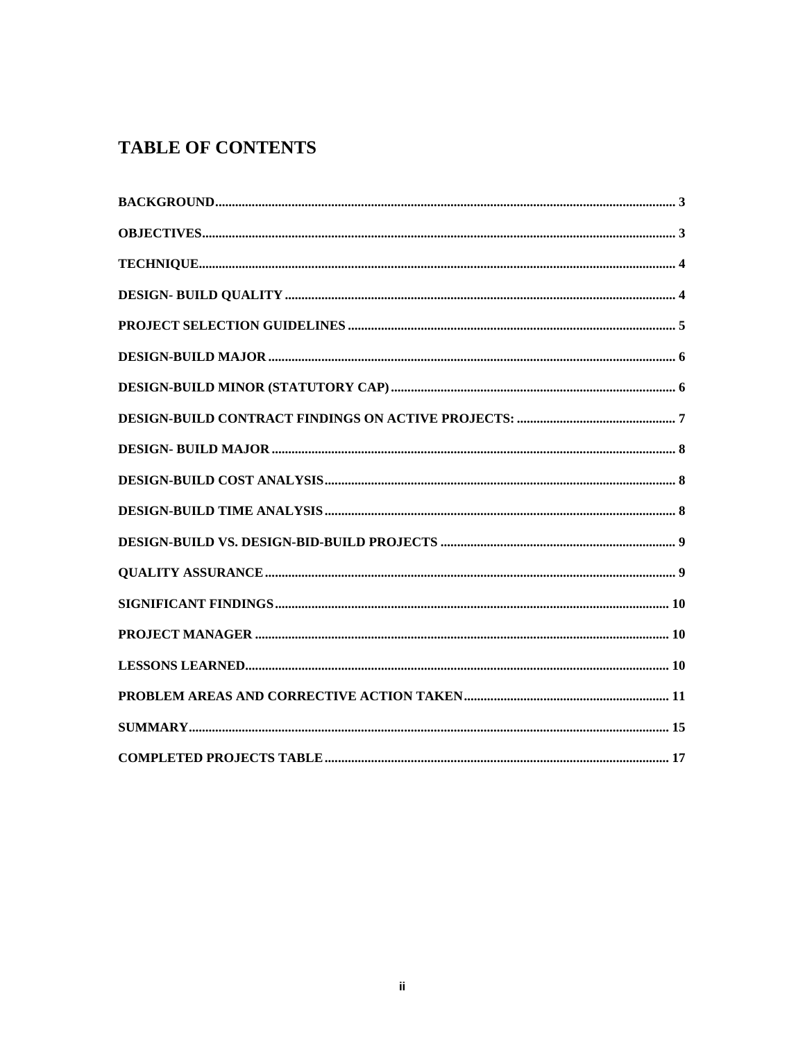# TABLE OF CONTENTS

BACKGROUND ........................................................................................................................................ 3

OBJECTIVES ........................................................................................................................................ 3

TECHNIQUE ........................................................................................................................................ 4

DESIGN- BUILD QUALITY ................................................................................................................ 4

PROJECT SELECTION GUIDELINES ................................................................................................ 5

DESIGN-BUILD MAJOR ...................................................................................................................... 6

DESIGN-BUILD MINOR (STATUTORY CAP) .................................................................................... 6

DESIGN-BUILD CONTRACT FINDINGS ON ACTIVE PROJECTS: ................................................ 7

DESIGN- BUILD MAJOR ...................................................................................................................... 8

DESIGN-BUILD COST ANALYSIS ...................................................................................................... 8

DESIGN-BUILD TIME ANALYSIS ...................................................................................................... 8

DESIGN-BUILD VS. DESIGN-BID-BUILD PROJECTS ...................................................................... 9

QUALITY ASSURANCE ........................................................................................................................ 9

SIGNIFICANT FINDINGS .................................................................................................................... 10

PROJECT MANAGER ............................................................................................................................ 10

LESSONS LEARNED .............................................................................................................................. 10

PROBLEM AREAS AND CORRECTIVE ACTION TAKEN ............................................................ 11

SUMMARY .............................................................................................................................................. 15

COMPLETED PROJECTS TABLE ........................................................................................................ 17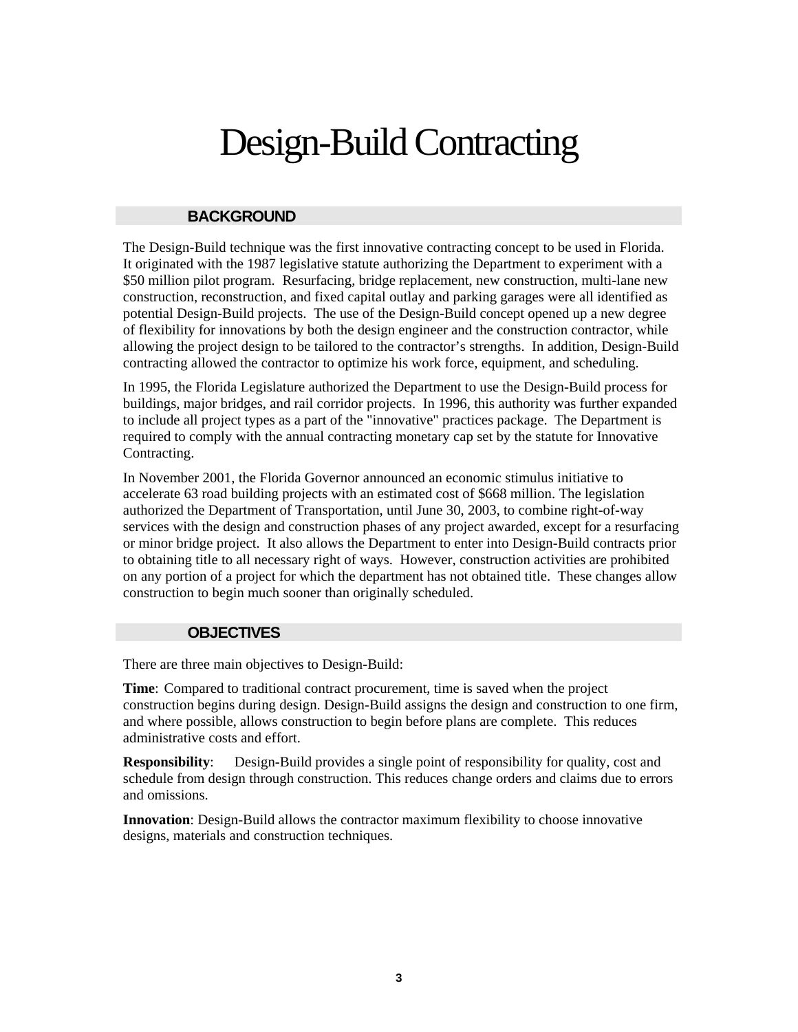# Design-Build Contracting

## BACKGROUND

The Design-Build technique was the first innovative contracting concept to be used in Florida. It originated with the 1987 legislative statute authorizing the Department to experiment with a $50 million pilot program. Resurfacing, bridge replacement, new construction, multi-lane new construction, reconstruction, and fixed capital outlay and parking garages were all identified as potential Design-Build projects. The use of the Design-Build concept opened up a new degree of flexibility for innovations by both the design engineer and the construction contractor, while allowing the project design to be tailored to the contractor's strengths. In addition, Design-Build contracting allowed the contractor to optimize his work force, equipment, and scheduling.

In 1995, the Florida Legislature authorized the Department to use the Design-Build process for buildings, major bridges, and rail corridor projects. In 1996, this authority was further expanded to include all project types as a part of the "innovative" practices package. The Department is required to comply with the annual contracting monetary cap set by the statute for Innovative Contracting.

In November 2001, the Florida Governor announced an economic stimulus initiative to accelerate 63 road building projects with an estimated cost of $668 million. The legislation authorized the Department of Transportation, until June 30, 2003, to combine right-of-way services with the design and construction phases of any project awarded, except for a resurfacing or minor bridge project. It also allows the Department to enter into Design-Build contracts prior to obtaining title to all necessary right of ways. However, construction activities are prohibited on any portion of a project for which the department has not obtained title. These changes allow construction to begin much sooner than originally scheduled.

## OBJECTIVES

There are three main objectives to Design-Build:

**Time**: Compared to traditional contract procurement, time is saved when the project construction begins during design. Design-Build assigns the design and construction to one firm, and where possible, allows construction to begin before plans are complete. This reduces administrative costs and effort.

**Responsibility**: Design-Build provides a single point of responsibility for quality, cost and schedule from design through construction. This reduces change orders and claims due to errors and omissions.

**Innovation**: Design-Build allows the contractor maximum flexibility to choose innovative designs, materials and construction techniques.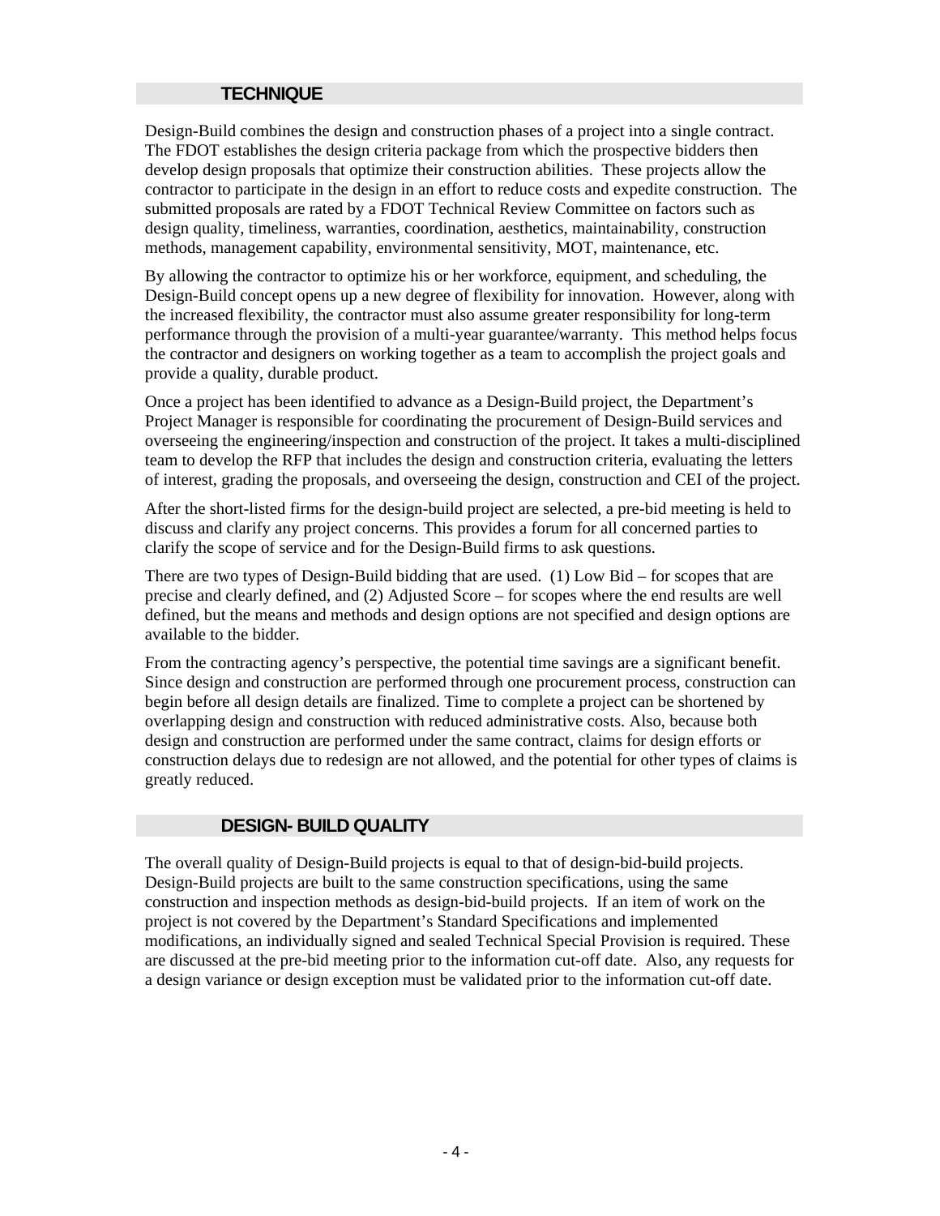## TECHNIQUE

Design-Build combines the design and construction phases of a project into a single contract. The FDOT establishes the design criteria package from which the prospective bidders then develop design proposals that optimize their construction abilities. These projects allow the contractor to participate in the design in an effort to reduce costs and expedite construction. The submitted proposals are rated by a FDOT Technical Review Committee on factors such as design quality, timeliness, warranties, coordination, aesthetics, maintainability, construction methods, management capability, environmental sensitivity, MOT, maintenance, etc.

By allowing the contractor to optimize his or her workforce, equipment, and scheduling, the Design-Build concept opens up a new degree of flexibility for innovation. However, along with the increased flexibility, the contractor must also assume greater responsibility for long-term performance through the provision of a multi-year guarantee/warranty. This method helps focus the contractor and designers on working together as a team to accomplish the project goals and provide a quality, durable product.

Once a project has been identified to advance as a Design-Build project, the Department's Project Manager is responsible for coordinating the procurement of Design-Build services and overseeing the engineering/inspection and construction of the project. It takes a multi-disciplined team to develop the RFP that includes the design and construction criteria, evaluating the letters of interest, grading the proposals, and overseeing the design, construction and CEI of the project.

After the short-listed firms for the design-build project are selected, a pre-bid meeting is held to discuss and clarify any project concerns. This provides a forum for all concerned parties to clarify the scope of service and for the Design-Build firms to ask questions.

There are two types of Design-Build bidding that are used. (1) Low Bid – for scopes that are precise and clearly defined, and (2) Adjusted Score – for scopes where the end results are well defined, but the means and methods and design options are not specified and design options are available to the bidder.

From the contracting agency's perspective, the potential time savings are a significant benefit. Since design and construction are performed through one procurement process, construction can begin before all design details are finalized. Time to complete a project can be shortened by overlapping design and construction with reduced administrative costs. Also, because both design and construction are performed under the same contract, claims for design efforts or construction delays due to redesign are not allowed, and the potential for other types of claims is greatly reduced.

## DESIGN- BUILD QUALITY

The overall quality of Design-Build projects is equal to that of design-bid-build projects. Design-Build projects are built to the same construction specifications, using the same construction and inspection methods as design-bid-build projects. If an item of work on the project is not covered by the Department's Standard Specifications and implemented modifications, an individually signed and sealed Technical Special Provision is required. These are discussed at the pre-bid meeting prior to the information cut-off date. Also, any requests for a design variance or design exception must be validated prior to the information cut-off date.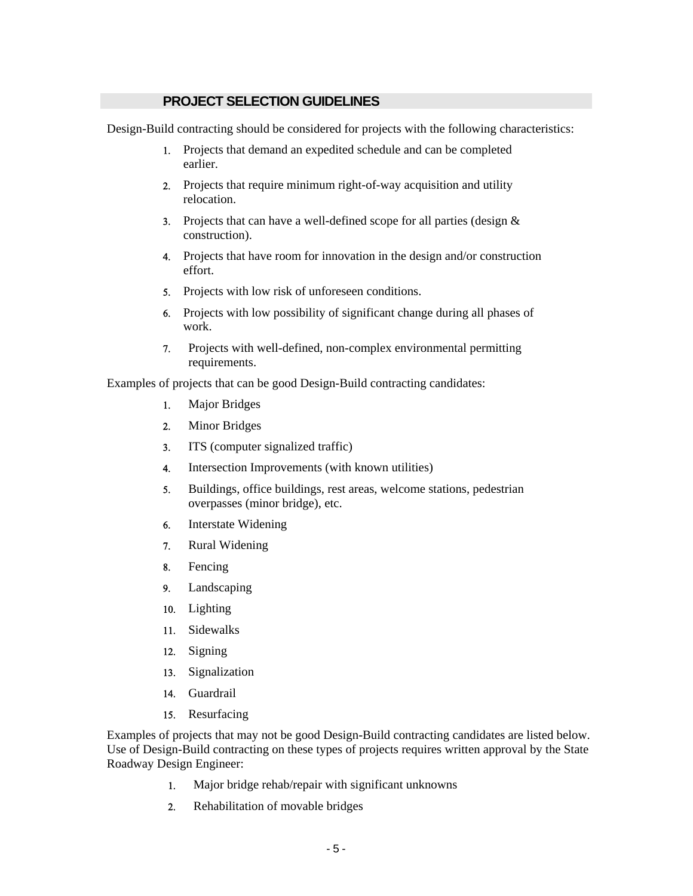## PROJECT SELECTION GUIDELINES

Design-Build contracting should be considered for projects with the following characteristics:

1. Projects that demand an expedited schedule and can be completed earlier.
2. Projects that require minimum right-of-way acquisition and utility relocation.
3. Projects that can have a well-defined scope for all parties (design & construction).
4. Projects that have room for innovation in the design and/or construction effort.
5. Projects with low risk of unforeseen conditions.
6. Projects with low possibility of significant change during all phases of work.
7. Projects with well-defined, non-complex environmental permitting requirements.

Examples of projects that can be good Design-Build contracting candidates:

1. Major Bridges
2. Minor Bridges
3. ITS (computer signalized traffic)
4. Intersection Improvements (with known utilities)
5. Buildings, office buildings, rest areas, welcome stations, pedestrian overpasses (minor bridge), etc.
6. Interstate Widening
7. Rural Widening
8. Fencing
9. Landscaping
10. Lighting
11. Sidewalks
12. Signing
13. Signalization
14. Guardrail
15. Resurfacing

Examples of projects that may not be good Design-Build contracting candidates are listed below. Use of Design-Build contracting on these types of projects requires written approval by the State Roadway Design Engineer:

1. Major bridge rehab/repair with significant unknowns
2. Rehabilitation of movable bridges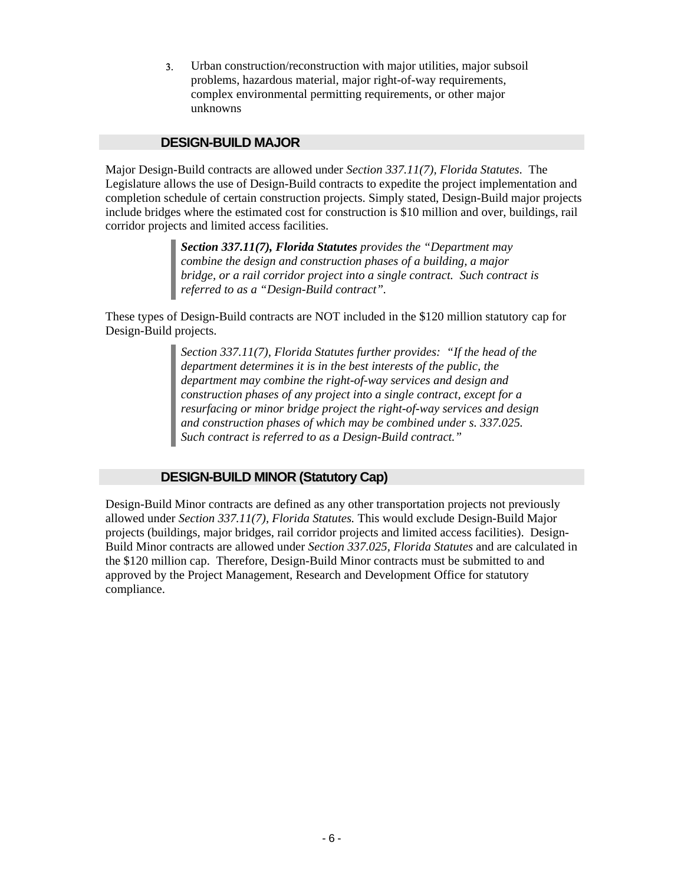3. Urban construction/reconstruction with major utilities, major subsoil problems, hazardous material, major right-of-way requirements, complex environmental permitting requirements, or other major unknowns

## DESIGN-BUILD MAJOR

Major Design-Build contracts are allowed under *Section 337.11(7), Florida Statutes*. The Legislature allows the use of Design-Build contracts to expedite the project implementation and completion schedule of certain construction projects. Simply stated, Design-Build major projects include bridges where the estimated cost for construction is $10 million and over, buildings, rail corridor projects and limited access facilities.

> ***Section 337.11(7), Florida Statutes*** *provides the "Department may combine the design and construction phases of a building, a major bridge, or a rail corridor project into a single contract. Such contract is referred to as a "Design-Build contract".*

These types of Design-Build contracts are NOT included in the $120 million statutory cap for Design-Build projects.

> *Section 337.11(7), Florida Statutes further provides: "If the head of the department determines it is in the best interests of the public, the department may combine the right-of-way services and design and construction phases of any project into a single contract, except for a resurfacing or minor bridge project the right-of-way services and design and construction phases of which may be combined under s. 337.025. Such contract is referred to as a Design-Build contract."*

## DESIGN-BUILD MINOR (Statutory Cap)

Design-Build Minor contracts are defined as any other transportation projects not previously allowed under *Section 337.11(7), Florida Statutes.* This would exclude Design-Build Major projects (buildings, major bridges, rail corridor projects and limited access facilities). Design-Build Minor contracts are allowed under *Section 337.025, Florida Statutes* and are calculated in the $120 million cap. Therefore, Design-Build Minor contracts must be submitted to and approved by the Project Management, Research and Development Office for statutory compliance.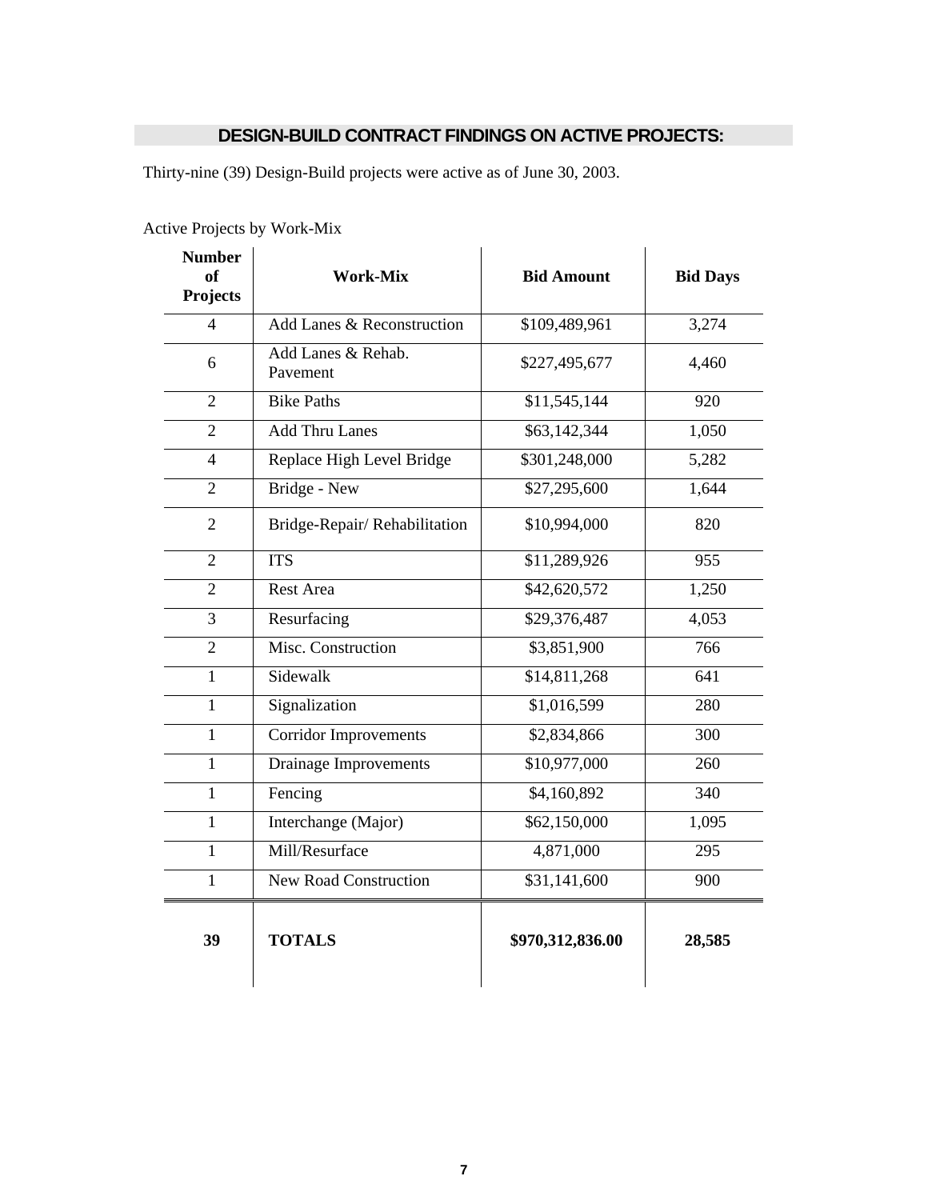## DESIGN-BUILD CONTRACT FINDINGS ON ACTIVE PROJECTS:

Thirty-nine (39) Design-Build projects were active as of June 30, 2003.

Active Projects by Work-Mix

| Number of Projects | Work-Mix | Bid Amount | Bid Days |
|---|---|---|---|
| 4 | Add Lanes & Reconstruction | $109,489,961 | 3,274 |
| 6 | Add Lanes & Rehab. Pavement | $227,495,677 | 4,460 |
| 2 | Bike Paths | $11,545,144 | 920 |
| 2 | Add Thru Lanes | $63,142,344 | 1,050 |
| 4 | Replace High Level Bridge | $301,248,000 | 5,282 |
| 2 | Bridge - New | $27,295,600 | 1,644 |
| 2 | Bridge-Repair/ Rehabilitation | $10,994,000 | 820 |
| 2 | ITS | $11,289,926 | 955 |
| 2 | Rest Area | $42,620,572 | 1,250 |
| 3 | Resurfacing | $29,376,487 | 4,053 |
| 2 | Misc. Construction | $3,851,900 | 766 |
| 1 | Sidewalk | $14,811,268 | 641 |
| 1 | Signalization | $1,016,599 | 280 |
| 1 | Corridor Improvements | $2,834,866 | 300 |
| 1 | Drainage Improvements | $10,977,000 | 260 |
| 1 | Fencing | $4,160,892 | 340 |
| 1 | Interchange (Major) | $62,150,000 | 1,095 |
| 1 | Mill/Resurface | 4,871,000 | 295 |
| 1 | New Road Construction | $31,141,600 | 900 |
| **39** | **TOTALS** | **$970,312,836.00** | **28,585** |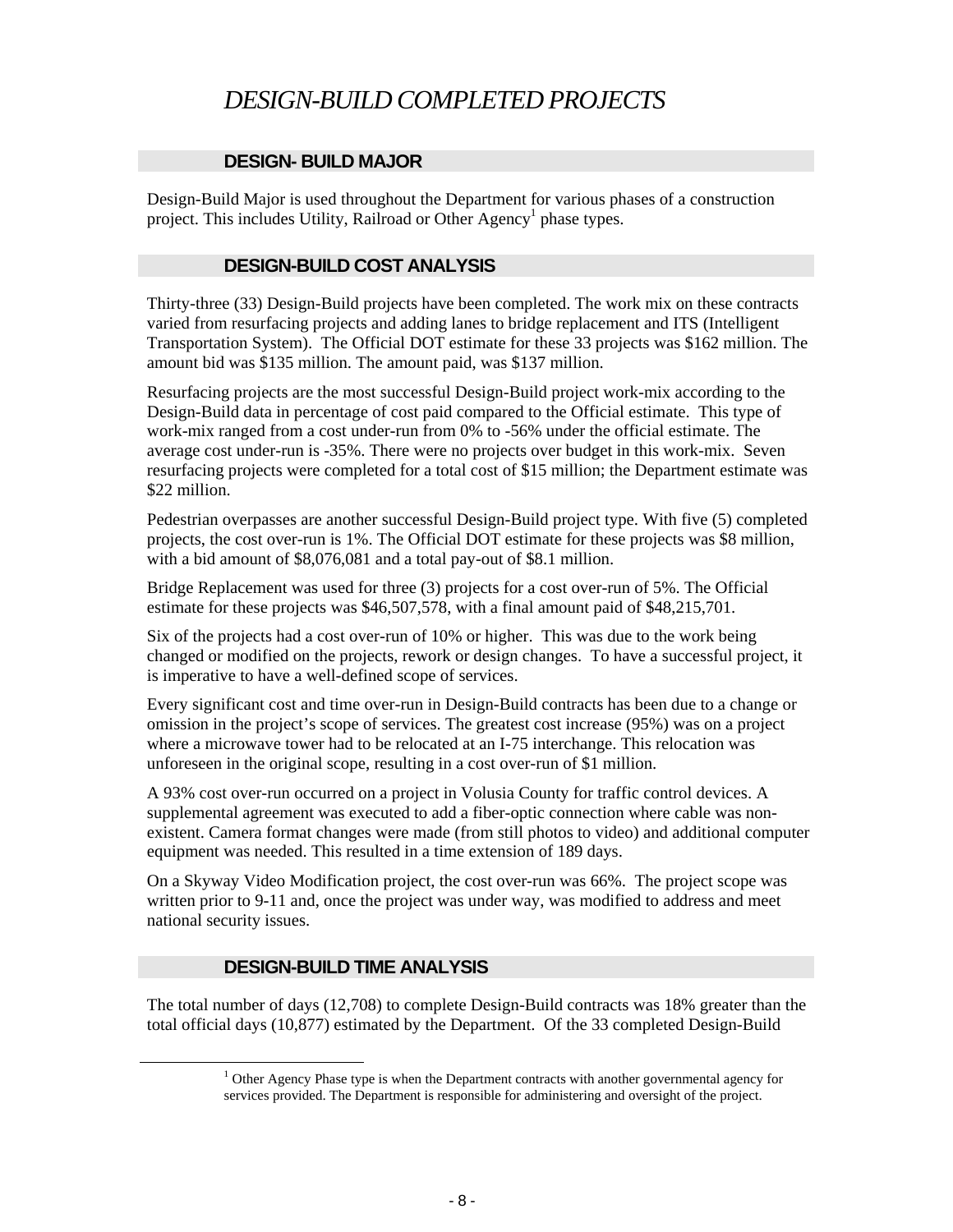# *DESIGN-BUILD COMPLETED PROJECTS*

## DESIGN- BUILD MAJOR

Design-Build Major is used throughout the Department for various phases of a construction project. This includes Utility, Railroad or Other Agency[1] phase types.

## DESIGN-BUILD COST ANALYSIS

Thirty-three (33) Design-Build projects have been completed. The work mix on these contracts varied from resurfacing projects and adding lanes to bridge replacement and ITS (Intelligent Transportation System). The Official DOT estimate for these 33 projects was $162 million. The amount bid was $135 million. The amount paid, was $137 million.

Resurfacing projects are the most successful Design-Build project work-mix according to the Design-Build data in percentage of cost paid compared to the Official estimate. This type of work-mix ranged from a cost under-run from 0% to -56% under the official estimate. The average cost under-run is -35%. There were no projects over budget in this work-mix. Seven resurfacing projects were completed for a total cost of $15 million; the Department estimate was $22 million.

Pedestrian overpasses are another successful Design-Build project type. With five (5) completed projects, the cost over-run is 1%. The Official DOT estimate for these projects was $8 million, with a bid amount of $8,076,081 and a total pay-out of $8.1 million.

Bridge Replacement was used for three (3) projects for a cost over-run of 5%. The Official estimate for these projects was $46,507,578, with a final amount paid of $48,215,701.

Six of the projects had a cost over-run of 10% or higher. This was due to the work being changed or modified on the projects, rework or design changes. To have a successful project, it is imperative to have a well-defined scope of services.

Every significant cost and time over-run in Design-Build contracts has been due to a change or omission in the project's scope of services. The greatest cost increase (95%) was on a project where a microwave tower had to be relocated at an I-75 interchange. This relocation was unforeseen in the original scope, resulting in a cost over-run of $1 million.

A 93% cost over-run occurred on a project in Volusia County for traffic control devices. A supplemental agreement was executed to add a fiber-optic connection where cable was non-existent. Camera format changes were made (from still photos to video) and additional computer equipment was needed. This resulted in a time extension of 189 days.

On a Skyway Video Modification project, the cost over-run was 66%. The project scope was written prior to 9-11 and, once the project was under way, was modified to address and meet national security issues.

## DESIGN-BUILD TIME ANALYSIS

The total number of days (12,708) to complete Design-Build contracts was 18% greater than the total official days (10,877) estimated by the Department. Of the 33 completed Design-Build

[1] Other Agency Phase type is when the Department contracts with another governmental agency for services provided. The Department is responsible for administering and oversight of the project.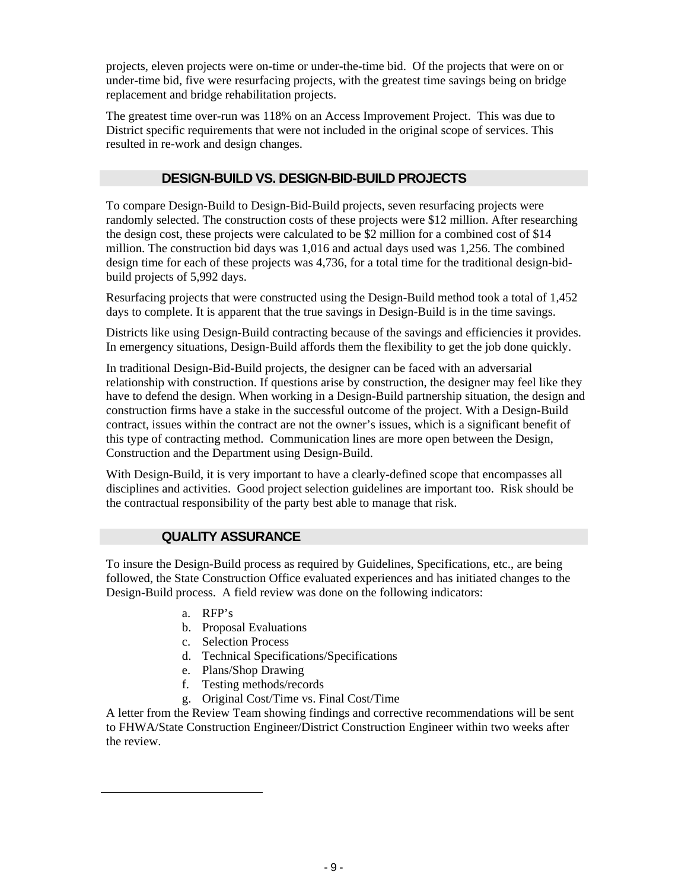projects, eleven projects were on-time or under-the-time bid. Of the projects that were on or under-time bid, five were resurfacing projects, with the greatest time savings being on bridge replacement and bridge rehabilitation projects.

The greatest time over-run was 118% on an Access Improvement Project. This was due to District specific requirements that were not included in the original scope of services. This resulted in re-work and design changes.

## DESIGN-BUILD VS. DESIGN-BID-BUILD PROJECTS

To compare Design-Build to Design-Bid-Build projects, seven resurfacing projects were randomly selected. The construction costs of these projects were $12 million. After researching the design cost, these projects were calculated to be $2 million for a combined cost of $14 million. The construction bid days was 1,016 and actual days used was 1,256. The combined design time for each of these projects was 4,736, for a total time for the traditional design-bid-build projects of 5,992 days.

Resurfacing projects that were constructed using the Design-Build method took a total of 1,452 days to complete. It is apparent that the true savings in Design-Build is in the time savings.

Districts like using Design-Build contracting because of the savings and efficiencies it provides. In emergency situations, Design-Build affords them the flexibility to get the job done quickly.

In traditional Design-Bid-Build projects, the designer can be faced with an adversarial relationship with construction. If questions arise by construction, the designer may feel like they have to defend the design. When working in a Design-Build partnership situation, the design and construction firms have a stake in the successful outcome of the project. With a Design-Build contract, issues within the contract are not the owner's issues, which is a significant benefit of this type of contracting method. Communication lines are more open between the Design, Construction and the Department using Design-Build.

With Design-Build, it is very important to have a clearly-defined scope that encompasses all disciplines and activities. Good project selection guidelines are important too. Risk should be the contractual responsibility of the party best able to manage that risk.

## QUALITY ASSURANCE

To insure the Design-Build process as required by Guidelines, Specifications, etc., are being followed, the State Construction Office evaluated experiences and has initiated changes to the Design-Build process. A field review was done on the following indicators:

a. RFP's
b. Proposal Evaluations
c. Selection Process
d. Technical Specifications/Specifications
e. Plans/Shop Drawing
f. Testing methods/records
g. Original Cost/Time vs. Final Cost/Time

A letter from the Review Team showing findings and corrective recommendations will be sent to FHWA/State Construction Engineer/District Construction Engineer within two weeks after the review.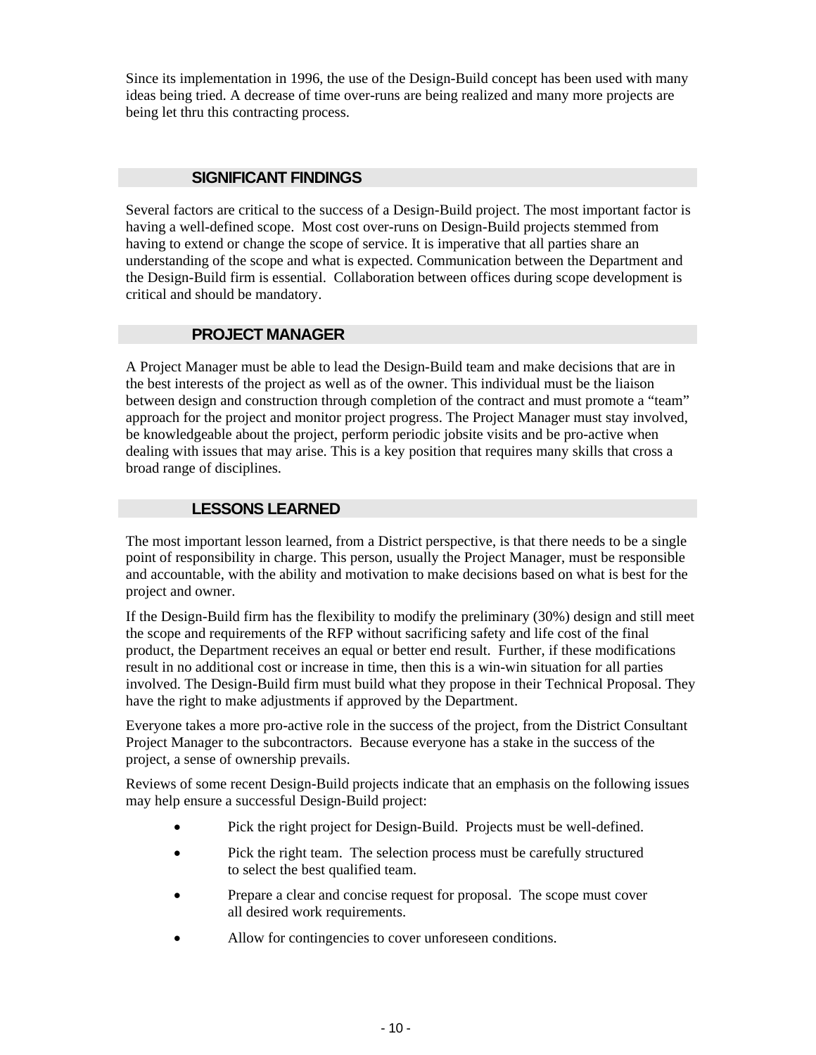Since its implementation in 1996, the use of the Design-Build concept has been used with many ideas being tried. A decrease of time over-runs are being realized and many more projects are being let thru this contracting process.

## SIGNIFICANT FINDINGS

Several factors are critical to the success of a Design-Build project. The most important factor is having a well-defined scope. Most cost over-runs on Design-Build projects stemmed from having to extend or change the scope of service. It is imperative that all parties share an understanding of the scope and what is expected. Communication between the Department and the Design-Build firm is essential. Collaboration between offices during scope development is critical and should be mandatory.

## PROJECT MANAGER

A Project Manager must be able to lead the Design-Build team and make decisions that are in the best interests of the project as well as of the owner. This individual must be the liaison between design and construction through completion of the contract and must promote a "team" approach for the project and monitor project progress. The Project Manager must stay involved, be knowledgeable about the project, perform periodic jobsite visits and be pro-active when dealing with issues that may arise. This is a key position that requires many skills that cross a broad range of disciplines.

## LESSONS LEARNED

The most important lesson learned, from a District perspective, is that there needs to be a single point of responsibility in charge. This person, usually the Project Manager, must be responsible and accountable, with the ability and motivation to make decisions based on what is best for the project and owner.

If the Design-Build firm has the flexibility to modify the preliminary (30%) design and still meet the scope and requirements of the RFP without sacrificing safety and life cost of the final product, the Department receives an equal or better end result. Further, if these modifications result in no additional cost or increase in time, then this is a win-win situation for all parties involved. The Design-Build firm must build what they propose in their Technical Proposal. They have the right to make adjustments if approved by the Department.

Everyone takes a more pro-active role in the success of the project, from the District Consultant Project Manager to the subcontractors. Because everyone has a stake in the success of the project, a sense of ownership prevails.

Reviews of some recent Design-Build projects indicate that an emphasis on the following issues may help ensure a successful Design-Build project:

- Pick the right project for Design-Build. Projects must be well-defined.
- Pick the right team. The selection process must be carefully structured to select the best qualified team.
- Prepare a clear and concise request for proposal. The scope must cover all desired work requirements.
- Allow for contingencies to cover unforeseen conditions.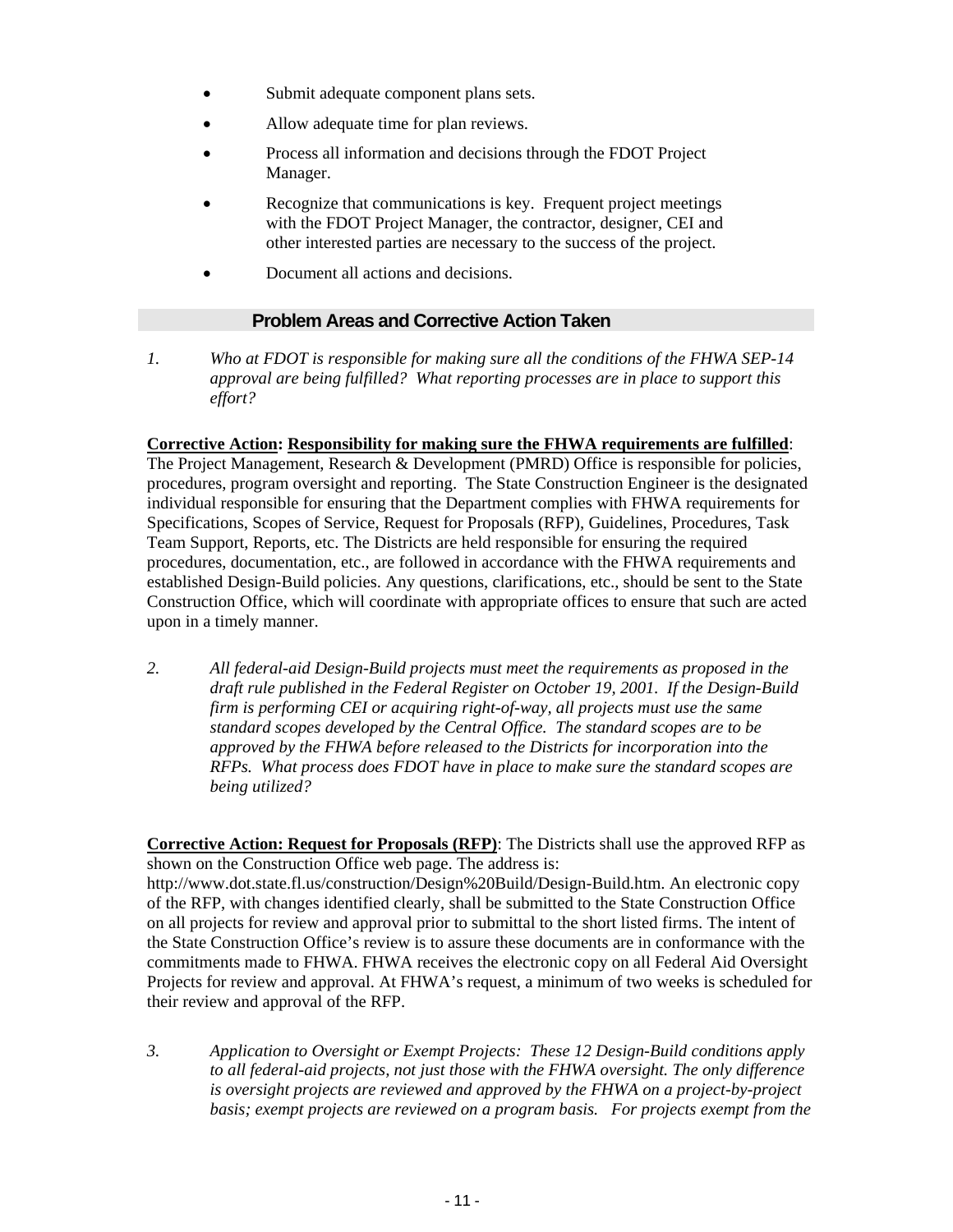- Submit adequate component plans sets.
- Allow adequate time for plan reviews.
- Process all information and decisions through the FDOT Project Manager.
- Recognize that communications is key. Frequent project meetings with the FDOT Project Manager, the contractor, designer, CEI and other interested parties are necessary to the success of the project.
- Document all actions and decisions.

## Problem Areas and Corrective Action Taken

1. *Who at FDOT is responsible for making sure all the conditions of the FHWA SEP-14 approval are being fulfilled? What reporting processes are in place to support this effort?*

**Corrective Action: Responsibility for making sure the FHWA requirements are fulfilled**: The Project Management, Research & Development (PMRD) Office is responsible for policies, procedures, program oversight and reporting. The State Construction Engineer is the designated individual responsible for ensuring that the Department complies with FHWA requirements for Specifications, Scopes of Service, Request for Proposals (RFP), Guidelines, Procedures, Task Team Support, Reports, etc. The Districts are held responsible for ensuring the required procedures, documentation, etc., are followed in accordance with the FHWA requirements and established Design-Build policies. Any questions, clarifications, etc., should be sent to the State Construction Office, which will coordinate with appropriate offices to ensure that such are acted upon in a timely manner.

2. *All federal-aid Design-Build projects must meet the requirements as proposed in the draft rule published in the Federal Register on October 19, 2001. If the Design-Build firm is performing CEI or acquiring right-of-way, all projects must use the same standard scopes developed by the Central Office. The standard scopes are to be approved by the FHWA before released to the Districts for incorporation into the RFPs. What process does FDOT have in place to make sure the standard scopes are being utilized?*

**Corrective Action: Request for Proposals (RFP)**: The Districts shall use the approved RFP as shown on the Construction Office web page. The address is: http://www.dot.state.fl.us/construction/Design%20Build/Design-Build.htm. An electronic copy of the RFP, with changes identified clearly, shall be submitted to the State Construction Office on all projects for review and approval prior to submittal to the short listed firms. The intent of the State Construction Office's review is to assure these documents are in conformance with the commitments made to FHWA. FHWA receives the electronic copy on all Federal Aid Oversight Projects for review and approval. At FHWA's request, a minimum of two weeks is scheduled for their review and approval of the RFP.

3. *Application to Oversight or Exempt Projects: These 12 Design-Build conditions apply to all federal-aid projects, not just those with the FHWA oversight. The only difference is oversight projects are reviewed and approved by the FHWA on a project-by-project basis; exempt projects are reviewed on a program basis. For projects exempt from the*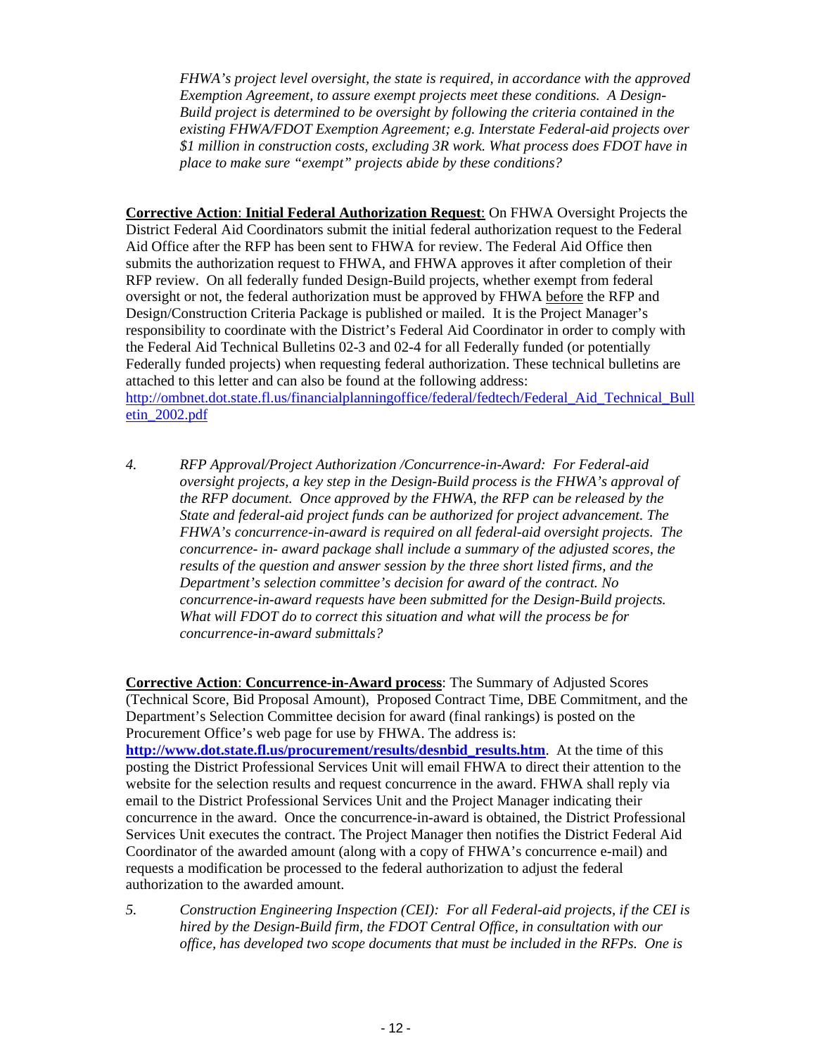*FHWA's project level oversight, the state is required, in accordance with the approved Exemption Agreement, to assure exempt projects meet these conditions. A Design-Build project is determined to be oversight by following the criteria contained in the existing FHWA/FDOT Exemption Agreement; e.g. Interstate Federal-aid projects over $1 million in construction costs, excluding 3R work. What process does FDOT have in place to make sure "exempt" projects abide by these conditions?*

**Corrective Action**: **Initial Federal Authorization Request**: On FHWA Oversight Projects the District Federal Aid Coordinators submit the initial federal authorization request to the Federal Aid Office after the RFP has been sent to FHWA for review. The Federal Aid Office then submits the authorization request to FHWA, and FHWA approves it after completion of their RFP review. On all federally funded Design-Build projects, whether exempt from federal oversight or not, the federal authorization must be approved by FHWA before the RFP and Design/Construction Criteria Package is published or mailed. It is the Project Manager's responsibility to coordinate with the District's Federal Aid Coordinator in order to comply with the Federal Aid Technical Bulletins 02-3 and 02-4 for all Federally funded (or potentially Federally funded projects) when requesting federal authorization. These technical bulletins are attached to this letter and can also be found at the following address: http://ombnet.dot.state.fl.us/financialplanningoffice/federal/fedtech/Federal_Aid_Technical_Bulletin_2002.pdf

4. *RFP Approval/Project Authorization /Concurrence-in-Award: For Federal-aid oversight projects, a key step in the Design-Build process is the FHWA's approval of the RFP document. Once approved by the FHWA, the RFP can be released by the State and federal-aid project funds can be authorized for project advancement. The FHWA's concurrence-in-award is required on all federal-aid oversight projects. The concurrence- in- award package shall include a summary of the adjusted scores, the results of the question and answer session by the three short listed firms, and the Department's selection committee's decision for award of the contract. No concurrence-in-award requests have been submitted for the Design-Build projects. What will FDOT do to correct this situation and what will the process be for concurrence-in-award submittals?*

**Corrective Action**: **Concurrence-in-Award process**: The Summary of Adjusted Scores (Technical Score, Bid Proposal Amount), Proposed Contract Time, DBE Commitment, and the Department's Selection Committee decision for award (final rankings) is posted on the Procurement Office's web page for use by FHWA. The address is: **http://www.dot.state.fl.us/procurement/results/desnbid_results.htm**. At the time of this posting the District Professional Services Unit will email FHWA to direct their attention to the website for the selection results and request concurrence in the award. FHWA shall reply via email to the District Professional Services Unit and the Project Manager indicating their concurrence in the award. Once the concurrence-in-award is obtained, the District Professional Services Unit executes the contract. The Project Manager then notifies the District Federal Aid Coordinator of the awarded amount (along with a copy of FHWA's concurrence e-mail) and requests a modification be processed to the federal authorization to adjust the federal authorization to the awarded amount.

5. *Construction Engineering Inspection (CEI): For all Federal-aid projects, if the CEI is hired by the Design-Build firm, the FDOT Central Office, in consultation with our office, has developed two scope documents that must be included in the RFPs. One is*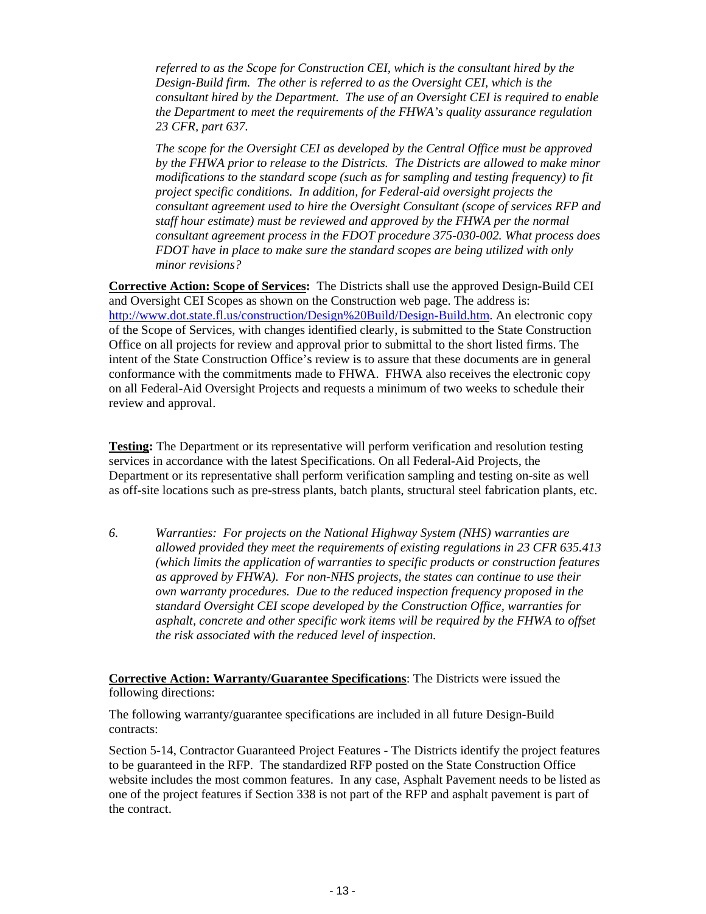*referred to as the Scope for Construction CEI, which is the consultant hired by the Design-Build firm. The other is referred to as the Oversight CEI, which is the consultant hired by the Department. The use of an Oversight CEI is required to enable the Department to meet the requirements of the FHWA's quality assurance regulation 23 CFR, part 637.*

*The scope for the Oversight CEI as developed by the Central Office must be approved by the FHWA prior to release to the Districts. The Districts are allowed to make minor modifications to the standard scope (such as for sampling and testing frequency) to fit project specific conditions. In addition, for Federal-aid oversight projects the consultant agreement used to hire the Oversight Consultant (scope of services RFP and staff hour estimate) must be reviewed and approved by the FHWA per the normal consultant agreement process in the FDOT procedure 375-030-002. What process does FDOT have in place to make sure the standard scopes are being utilized with only minor revisions?*

**Corrective Action: Scope of Services:** The Districts shall use the approved Design-Build CEI and Oversight CEI Scopes as shown on the Construction web page. The address is: http://www.dot.state.fl.us/construction/Design%20Build/Design-Build.htm. An electronic copy of the Scope of Services, with changes identified clearly, is submitted to the State Construction Office on all projects for review and approval prior to submittal to the short listed firms. The intent of the State Construction Office's review is to assure that these documents are in general conformance with the commitments made to FHWA. FHWA also receives the electronic copy on all Federal-Aid Oversight Projects and requests a minimum of two weeks to schedule their review and approval.

**Testing:** The Department or its representative will perform verification and resolution testing services in accordance with the latest Specifications. On all Federal-Aid Projects, the Department or its representative shall perform verification sampling and testing on-site as well as off-site locations such as pre-stress plants, batch plants, structural steel fabrication plants, etc.

6. *Warranties: For projects on the National Highway System (NHS) warranties are allowed provided they meet the requirements of existing regulations in 23 CFR 635.413 (which limits the application of warranties to specific products or construction features as approved by FHWA). For non-NHS projects, the states can continue to use their own warranty procedures. Due to the reduced inspection frequency proposed in the standard Oversight CEI scope developed by the Construction Office, warranties for asphalt, concrete and other specific work items will be required by the FHWA to offset the risk associated with the reduced level of inspection.*

**Corrective Action: Warranty/Guarantee Specifications**: The Districts were issued the following directions:

The following warranty/guarantee specifications are included in all future Design-Build contracts:

Section 5-14, Contractor Guaranteed Project Features - The Districts identify the project features to be guaranteed in the RFP. The standardized RFP posted on the State Construction Office website includes the most common features. In any case, Asphalt Pavement needs to be listed as one of the project features if Section 338 is not part of the RFP and asphalt pavement is part of the contract.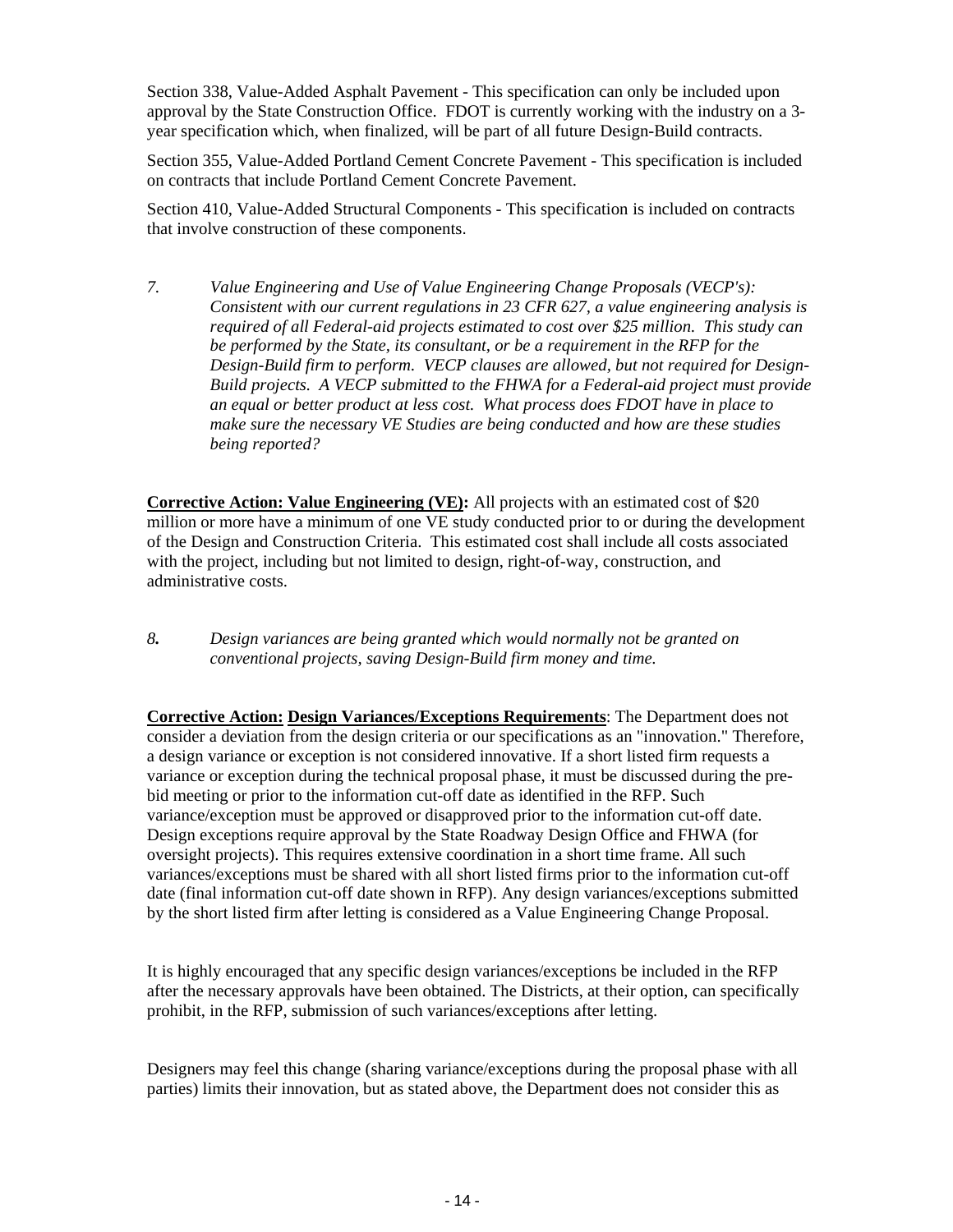Section 338, Value-Added Asphalt Pavement - This specification can only be included upon approval by the State Construction Office. FDOT is currently working with the industry on a 3-year specification which, when finalized, will be part of all future Design-Build contracts.

Section 355, Value-Added Portland Cement Concrete Pavement - This specification is included on contracts that include Portland Cement Concrete Pavement.

Section 410, Value-Added Structural Components - This specification is included on contracts that involve construction of these components.

7. *Value Engineering and Use of Value Engineering Change Proposals (VECP's): Consistent with our current regulations in 23 CFR 627, a value engineering analysis is required of all Federal-aid projects estimated to cost over $25 million. This study can be performed by the State, its consultant, or be a requirement in the RFP for the Design-Build firm to perform. VECP clauses are allowed, but not required for Design-Build projects. A VECP submitted to the FHWA for a Federal-aid project must provide an equal or better product at less cost. What process does FDOT have in place to make sure the necessary VE Studies are being conducted and how are these studies being reported?*

**Corrective Action: Value Engineering (VE):** All projects with an estimated cost of $20 million or more have a minimum of one VE study conducted prior to or during the development of the Design and Construction Criteria. This estimated cost shall include all costs associated with the project, including but not limited to design, right-of-way, construction, and administrative costs.

***8.*** *Design variances are being granted which would normally not be granted on conventional projects, saving Design-Build firm money and time.*

**Corrective Action: Design Variances/Exceptions Requirements**: The Department does not consider a deviation from the design criteria or our specifications as an "innovation." Therefore, a design variance or exception is not considered innovative. If a short listed firm requests a variance or exception during the technical proposal phase, it must be discussed during the pre-bid meeting or prior to the information cut-off date as identified in the RFP. Such variance/exception must be approved or disapproved prior to the information cut-off date. Design exceptions require approval by the State Roadway Design Office and FHWA (for oversight projects). This requires extensive coordination in a short time frame. All such variances/exceptions must be shared with all short listed firms prior to the information cut-off date (final information cut-off date shown in RFP). Any design variances/exceptions submitted by the short listed firm after letting is considered as a Value Engineering Change Proposal.

It is highly encouraged that any specific design variances/exceptions be included in the RFP after the necessary approvals have been obtained. The Districts, at their option, can specifically prohibit, in the RFP, submission of such variances/exceptions after letting.

Designers may feel this change (sharing variance/exceptions during the proposal phase with all parties) limits their innovation, but as stated above, the Department does not consider this as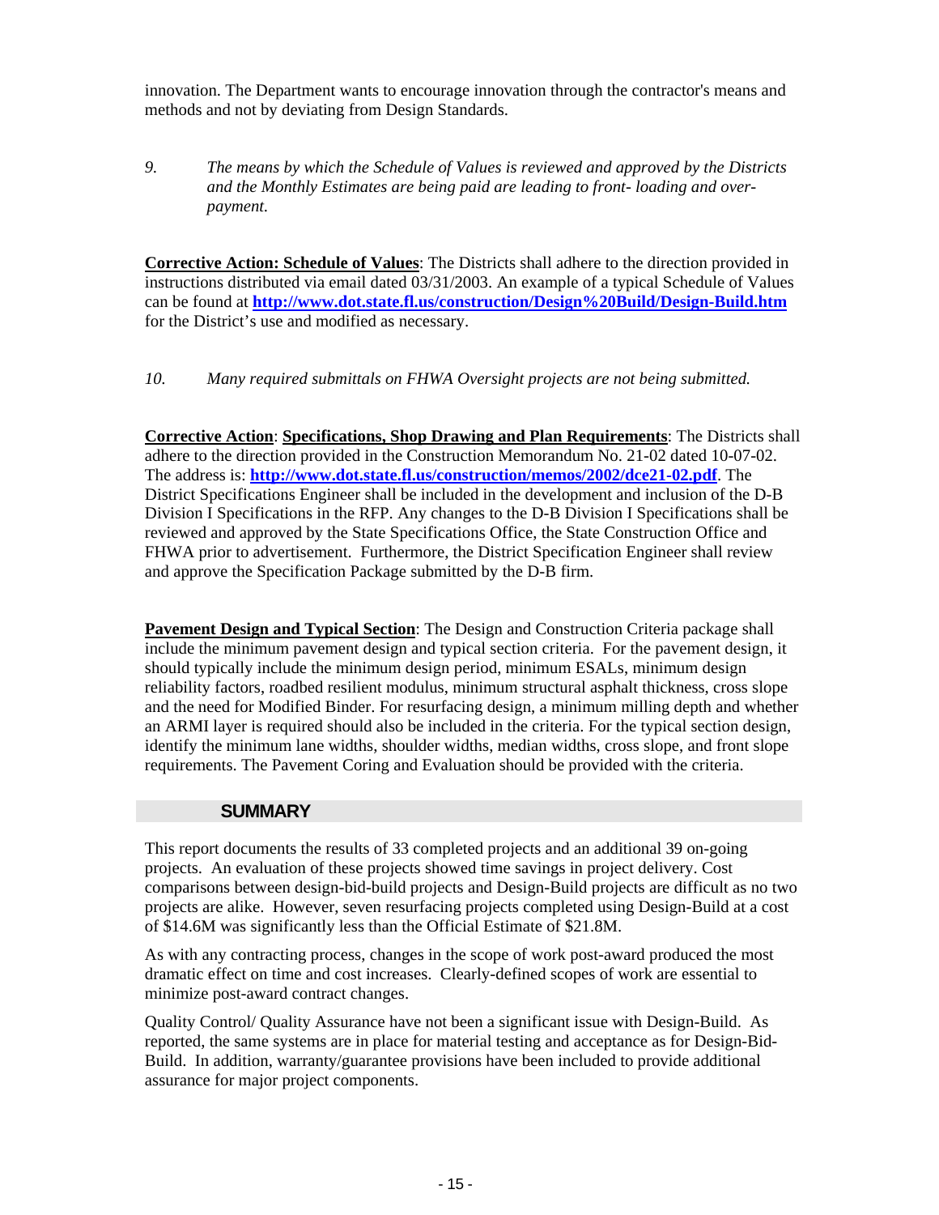innovation. The Department wants to encourage innovation through the contractor's means and methods and not by deviating from Design Standards.

9. *The means by which the Schedule of Values is reviewed and approved by the Districts and the Monthly Estimates are being paid are leading to front- loading and over-payment.*

**Corrective Action: Schedule of Values**: The Districts shall adhere to the direction provided in instructions distributed via email dated 03/31/2003. An example of a typical Schedule of Values can be found at **http://www.dot.state.fl.us/construction/Design%20Build/Design-Build.htm** for the District's use and modified as necessary.

10. *Many required submittals on FHWA Oversight projects are not being submitted.*

**Corrective Action**: **Specifications, Shop Drawing and Plan Requirements**: The Districts shall adhere to the direction provided in the Construction Memorandum No. 21-02 dated 10-07-02. The address is: **http://www.dot.state.fl.us/construction/memos/2002/dce21-02.pdf**. The District Specifications Engineer shall be included in the development and inclusion of the D-B Division I Specifications in the RFP. Any changes to the D-B Division I Specifications shall be reviewed and approved by the State Specifications Office, the State Construction Office and FHWA prior to advertisement. Furthermore, the District Specification Engineer shall review and approve the Specification Package submitted by the D-B firm.

**Pavement Design and Typical Section**: The Design and Construction Criteria package shall include the minimum pavement design and typical section criteria. For the pavement design, it should typically include the minimum design period, minimum ESALs, minimum design reliability factors, roadbed resilient modulus, minimum structural asphalt thickness, cross slope and the need for Modified Binder. For resurfacing design, a minimum milling depth and whether an ARMI layer is required should also be included in the criteria. For the typical section design, identify the minimum lane widths, shoulder widths, median widths, cross slope, and front slope requirements. The Pavement Coring and Evaluation should be provided with the criteria.

## SUMMARY

This report documents the results of 33 completed projects and an additional 39 on-going projects. An evaluation of these projects showed time savings in project delivery. Cost comparisons between design-bid-build projects and Design-Build projects are difficult as no two projects are alike. However, seven resurfacing projects completed using Design-Build at a cost of $14.6M was significantly less than the Official Estimate of $21.8M.

As with any contracting process, changes in the scope of work post-award produced the most dramatic effect on time and cost increases. Clearly-defined scopes of work are essential to minimize post-award contract changes.

Quality Control/ Quality Assurance have not been a significant issue with Design-Build. As reported, the same systems are in place for material testing and acceptance as for Design-Bid-Build. In addition, warranty/guarantee provisions have been included to provide additional assurance for major project components.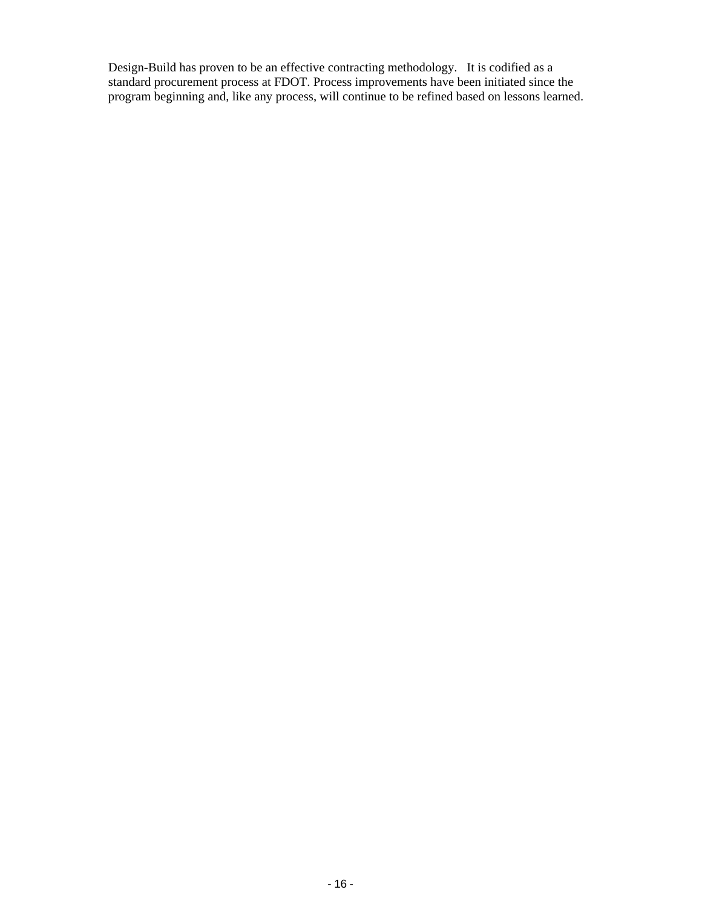Design-Build has proven to be an effective contracting methodology. It is codified as a standard procurement process at FDOT. Process improvements have been initiated since the program beginning and, like any process, will continue to be refined based on lessons learned.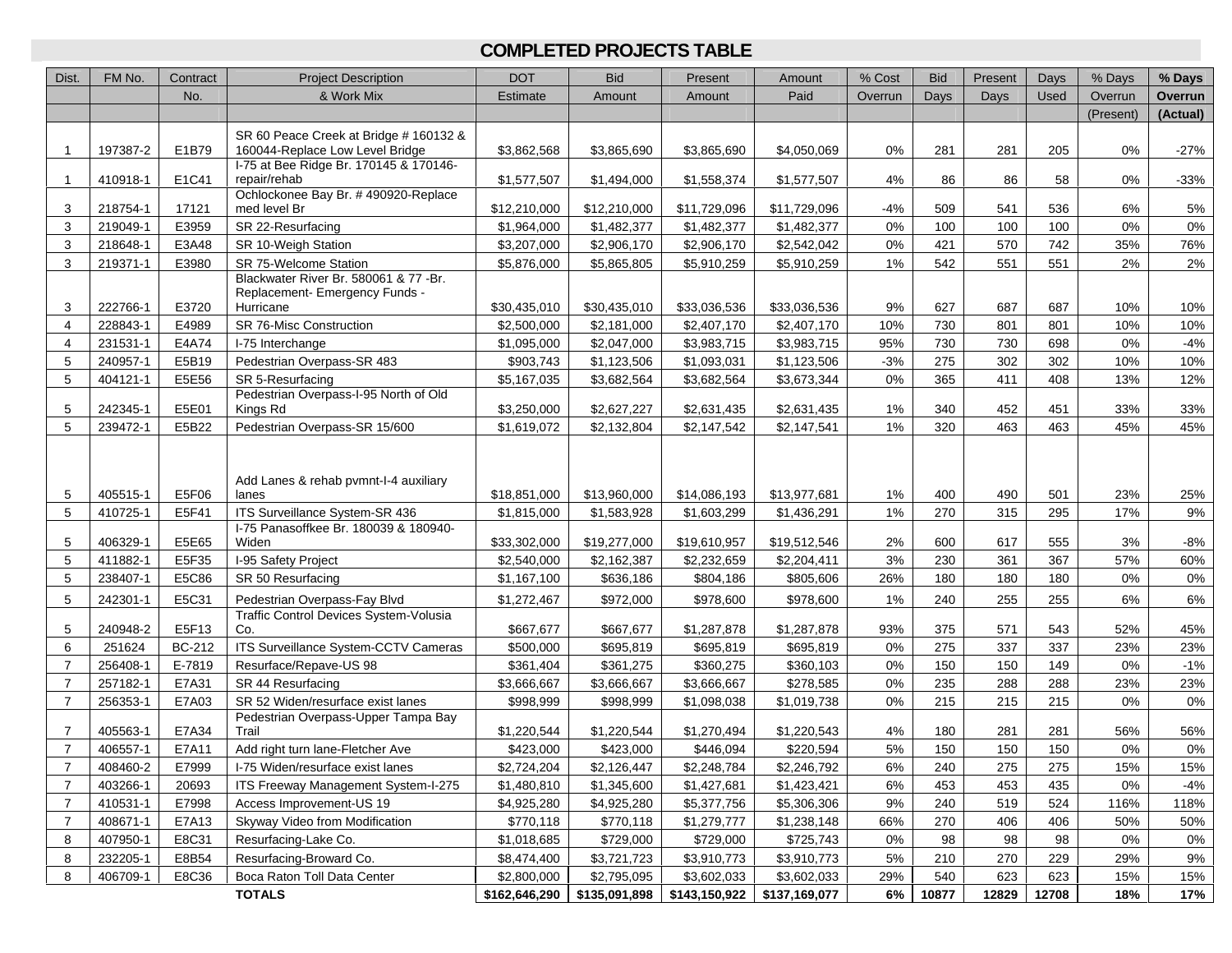# COMPLETED PROJECTS TABLE

| Dist. | FM No. | Contract No. | Project Description & Work Mix | DOT Estimate | Bid Amount | Present Amount | Amount Paid | % Cost Overrun | Bid Days | Present Days | Days Used | % Days Overrun (Present) | % Days Overrun (Actual) |
|---|---|---|---|---|---|---|---|---|---|---|---|---|---|
| 1 | 197387-2 | E1B79 | SR 60 Peace Creek at Bridge # 160132 & 160044-Replace Low Level Bridge | $3,862,568 | $3,865,690 | $3,865,690 | $4,050,069 | 0% | 281 | 281 | 205 | 0% | -27% |
| 1 | 410918-1 | E1C41 | I-75 at Bee Ridge Br. 170145 & 170146-repair/rehab | $1,577,507 | $1,494,000 | $1,558,374 | $1,577,507 | 4% | 86 | 86 | 58 | 0% | -33% |
| 3 | 218754-1 | 17121 | Ochlockonee Bay Br. # 490920-Replace med level Br | $12,210,000 | $12,210,000 | $11,729,096 | $11,729,096 | -4% | 509 | 541 | 536 | 6% | 5% |
| 3 | 219049-1 | E3959 | SR 22-Resurfacing | $1,964,000 | $1,482,377 | $1,482,377 | $1,482,377 | 0% | 100 | 100 | 100 | 0% | 0% |
| 3 | 218648-1 | E3A48 | SR 10-Weigh Station | $3,207,000 | $2,906,170 | $2,906,170 | $2,542,042 | 0% | 421 | 570 | 742 | 35% | 76% |
| 3 | 219371-1 | E3980 | SR 75-Welcome Station | $5,876,000 | $5,865,805 | $5,910,259 | $5,910,259 | 1% | 542 | 551 | 551 | 2% | 2% |
| 3 | 222766-1 | E3720 | Blackwater River Br. 580061 & 77 -Br. Replacement- Emergency Funds - Hurricane | $30,435,010 | $30,435,010 | $33,036,536 | $33,036,536 | 9% | 627 | 687 | 687 | 10% | 10% |
| 4 | 228843-1 | E4989 | SR 76-Misc Construction | $2,500,000 | $2,181,000 | $2,407,170 | $2,407,170 | 10% | 730 | 801 | 801 | 10% | 10% |
| 4 | 231531-1 | E4A74 | I-75 Interchange | $1,095,000 | $2,047,000 | $3,983,715 | $3,983,715 | 95% | 730 | 730 | 698 | 0% | -4% |
| 5 | 240957-1 | E5B19 | Pedestrian Overpass-SR 483 | $903,743 | $1,123,506 | $1,093,031 | $1,123,506 | -3% | 275 | 302 | 302 | 10% | 10% |
| 5 | 404121-1 | E5E56 | SR 5-Resurfacing | $5,167,035 | $3,682,564 | $3,682,564 | $3,673,344 | 0% | 365 | 411 | 408 | 13% | 12% |
| 5 | 242345-1 | E5E01 | Pedestrian Overpass-I-95 North of Old Kings Rd | $3,250,000 | $2,627,227 | $2,631,435 | $2,631,435 | 1% | 340 | 452 | 451 | 33% | 33% |
| 5 | 239472-1 | E5B22 | Pedestrian Overpass-SR 15/600 | $1,619,072 | $2,132,804 | $2,147,542 | $2,147,541 | 1% | 320 | 463 | 463 | 45% | 45% |
| 5 | 405515-1 | E5F06 | Add Lanes & rehab pvmnt-I-4 auxiliary lanes | $18,851,000 | $13,960,000 | $14,086,193 | $13,977,681 | 1% | 400 | 490 | 501 | 23% | 25% |
| 5 | 410725-1 | E5F41 | ITS Surveillance System-SR 436 | $1,815,000 | $1,583,928 | $1,603,299 | $1,436,291 | 1% | 270 | 315 | 295 | 17% | 9% |
| 5 | 406329-1 | E5E65 | I-75 Panasoffkee Br. 180039 & 180940-Widen | $33,302,000 | $19,277,000 | $19,610,957 | $19,512,546 | 2% | 600 | 617 | 555 | 3% | -8% |
| 5 | 411882-1 | E5F35 | I-95 Safety Project | $2,540,000 | $2,162,387 | $2,232,659 | $2,204,411 | 3% | 230 | 361 | 367 | 57% | 60% |
| 5 | 238407-1 | E5C86 | SR 50 Resurfacing | $1,167,100 | $636,186 | $804,186 | $805,606 | 26% | 180 | 180 | 180 | 0% | 0% |
| 5 | 242301-1 | E5C31 | Pedestrian Overpass-Fay Blvd | $1,272,467 | $972,000 | $978,600 | $978,600 | 1% | 240 | 255 | 255 | 6% | 6% |
| 5 | 240948-2 | E5F13 | Traffic Control Devices System-Volusia Co. | $667,677 | $667,677 | $1,287,878 | $1,287,878 | 93% | 375 | 571 | 543 | 52% | 45% |
| 6 | 251624 | BC-212 | ITS Surveillance System-CCTV Cameras | $500,000 | $695,819 | $695,819 | $695,819 | 0% | 275 | 337 | 337 | 23% | 23% |
| 7 | 256408-1 | E-7819 | Resurface/Repave-US 98 | $361,404 | $361,275 | $360,275 | $360,103 | 0% | 150 | 150 | 149 | 0% | -1% |
| 7 | 257182-1 | E7A31 | SR 44 Resurfacing | $3,666,667 | $3,666,667 | $3,666,667 | $278,585 | 0% | 235 | 288 | 288 | 23% | 23% |
| 7 | 256353-1 | E7A03 | SR 52 Widen/resurface exist lanes | $998,999 | $998,999 | $1,098,038 | $1,019,738 | 0% | 215 | 215 | 215 | 0% | 0% |
| 7 | 405563-1 | E7A34 | Pedestrian Overpass-Upper Tampa Bay Trail | $1,220,544 | $1,220,544 | $1,270,494 | $1,220,543 | 4% | 180 | 281 | 281 | 56% | 56% |
| 7 | 406557-1 | E7A11 | Add right turn lane-Fletcher Ave | $423,000 | $423,000 | $446,094 | $220,594 | 5% | 150 | 150 | 150 | 0% | 0% |
| 7 | 408460-2 | E7999 | I-75 Widen/resurface exist lanes | $2,724,204 | $2,126,447 | $2,248,784 | $2,246,792 | 6% | 240 | 275 | 275 | 15% | 15% |
| 7 | 403266-1 | 20693 | ITS Freeway Management System-I-275 | $1,480,810 | $1,345,600 | $1,427,681 | $1,423,421 | 6% | 453 | 453 | 435 | 0% | -4% |
| 7 | 410531-1 | E7998 | Access Improvement-US 19 | $4,925,280 | $4,925,280 | $5,377,756 | $5,306,306 | 9% | 240 | 519 | 524 | 116% | 118% |
| 7 | 408671-1 | E7A13 | Skyway Video from Modification | $770,118 | $770,118 | $1,279,777 | $1,238,148 | 66% | 270 | 406 | 406 | 50% | 50% |
| 8 | 407950-1 | E8C31 | Resurfacing-Lake Co. | $1,018,685 | $729,000 | $729,000 | $725,743 | 0% | 98 | 98 | 98 | 0% | 0% |
| 8 | 232205-1 | E8B54 | Resurfacing-Broward Co. | $8,474,400 | $3,721,723 | $3,910,773 | $3,910,773 | 5% | 210 | 270 | 229 | 29% | 9% |
| 8 | 406709-1 | E8C36 | Boca Raton Toll Data Center | $2,800,000 | $2,795,095 | $3,602,033 | $3,602,033 | 29% | 540 | 623 | 623 | 15% | 15% |
| | | | **TOTALS** | **$162,646,290** | **$135,091,898** | **$143,150,922** | **$137,169,077** | **6%** | **10877** | **12829** | **12708** | **18%** | **17%** |